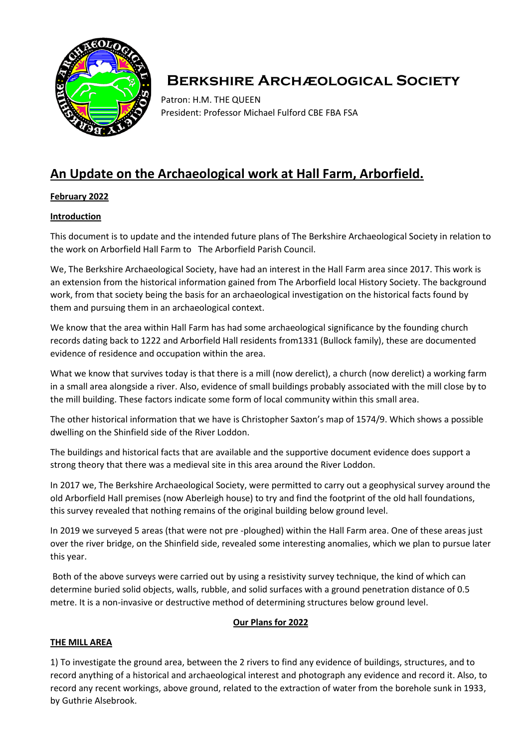# Berkshire Archæological Society

Patron: H.M. THE QUEEN
President: Professor Michael Fulford CBE FBA FSA

## An Update on the Archaeological work at Hall Farm, Arborfield.

**February 2022**

**Introduction**

This document is to update and the intended future plans of The Berkshire Archaeological Society in relation to the work on Arborfield Hall Farm to The Arborfield Parish Council.

We, The Berkshire Archaeological Society, have had an interest in the Hall Farm area since 2017. This work is an extension from the historical information gained from The Arborfield local History Society. The background work, from that society being the basis for an archaeological investigation on the historical facts found by them and pursuing them in an archaeological context.

We know that the area within Hall Farm has had some archaeological significance by the founding church records dating back to 1222 and Arborfield Hall residents from1331 (Bullock family), these are documented evidence of residence and occupation within the area.

What we know that survives today is that there is a mill (now derelict), a church (now derelict) a working farm in a small area alongside a river. Also, evidence of small buildings probably associated with the mill close by to the mill building. These factors indicate some form of local community within this small area.

The other historical information that we have is Christopher Saxton's map of 1574/9. Which shows a possible dwelling on the Shinfield side of the River Loddon.

The buildings and historical facts that are available and the supportive document evidence does support a strong theory that there was a medieval site in this area around the River Loddon.

In 2017 we, The Berkshire Archaeological Society, were permitted to carry out a geophysical survey around the old Arborfield Hall premises (now Aberleigh house) to try and find the footprint of the old hall foundations, this survey revealed that nothing remains of the original building below ground level.

In 2019 we surveyed 5 areas (that were not pre -ploughed) within the Hall Farm area. One of these areas just over the river bridge, on the Shinfield side, revealed some interesting anomalies, which we plan to pursue later this year.

Both of the above surveys were carried out by using a resistivity survey technique, the kind of which can determine buried solid objects, walls, rubble, and solid surfaces with a ground penetration distance of 0.5 metre. It is a non-invasive or destructive method of determining structures below ground level.

**Our Plans for 2022**

**THE MILL AREA**

1) To investigate the ground area, between the 2 rivers to find any evidence of buildings, structures, and to record anything of a historical and archaeological interest and photograph any evidence and record it. Also, to record any recent workings, above ground, related to the extraction of water from the borehole sunk in 1933, by Guthrie Alsebrook.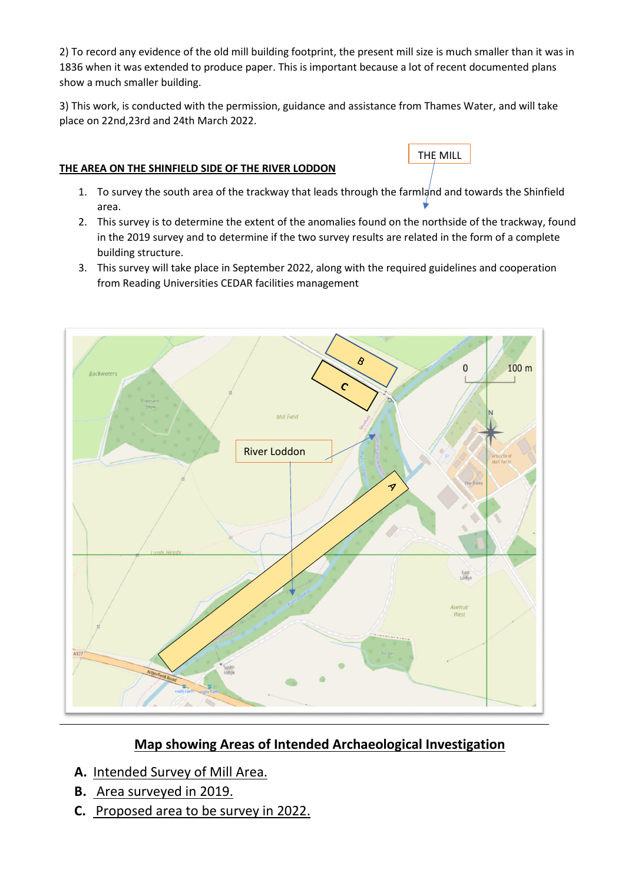2) To record any evidence of the old mill building footprint, the present mill size is much smaller than it was in 1836 when it was extended to produce paper. This is important because a lot of recent documented plans show a much smaller building.

3) This work, is conducted with the permission, guidance and assistance from Thames Water, and will take place on 22nd,23rd and 24th March 2022.

**THE AREA ON THE SHINFIELD SIDE OF THE RIVER LODDON**

1. To survey the south area of the trackway that leads through the farmland and towards the Shinfield area.
2. This survey is to determine the extent of the anomalies found on the northside of the trackway, found in the 2019 survey and to determine if the two survey results are related in the form of a complete building structure.
3. This survey will take place in September 2022, along with the required guidelines and cooperation from Reading Universities CEDAR facilities management

**Map showing Areas of Intended Archaeological Investigation**

- **A.** Intended Survey of Mill Area.
- **B.** Area surveyed in 2019.
- **C.** Proposed area to be survey in 2022.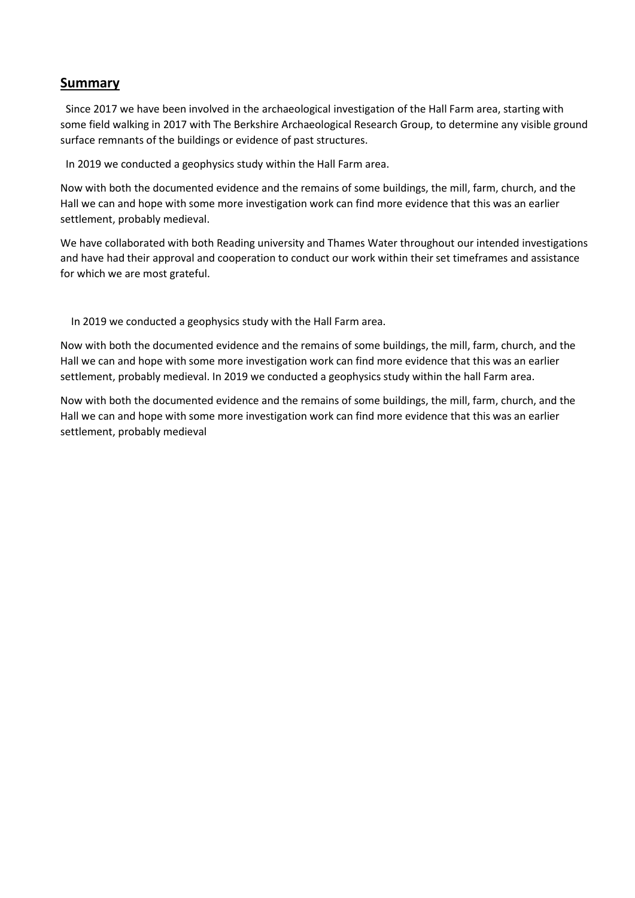## Summary

Since 2017 we have been involved in the archaeological investigation of the Hall Farm area, starting with some field walking in 2017 with The Berkshire Archaeological Research Group, to determine any visible ground surface remnants of the buildings or evidence of past structures.

In 2019 we conducted a geophysics study within the Hall Farm area.

Now with both the documented evidence and the remains of some buildings, the mill, farm, church, and the Hall we can and hope with some more investigation work can find more evidence that this was an earlier settlement, probably medieval.

We have collaborated with both Reading university and Thames Water throughout our intended investigations and have had their approval and cooperation to conduct our work within their set timeframes and assistance for which we are most grateful.

In 2019 we conducted a geophysics study with the Hall Farm area.

Now with both the documented evidence and the remains of some buildings, the mill, farm, church, and the Hall we can and hope with some more investigation work can find more evidence that this was an earlier settlement, probably medieval. In 2019 we conducted a geophysics study within the hall Farm area.

Now with both the documented evidence and the remains of some buildings, the mill, farm, church, and the Hall we can and hope with some more investigation work can find more evidence that this was an earlier settlement, probably medieval